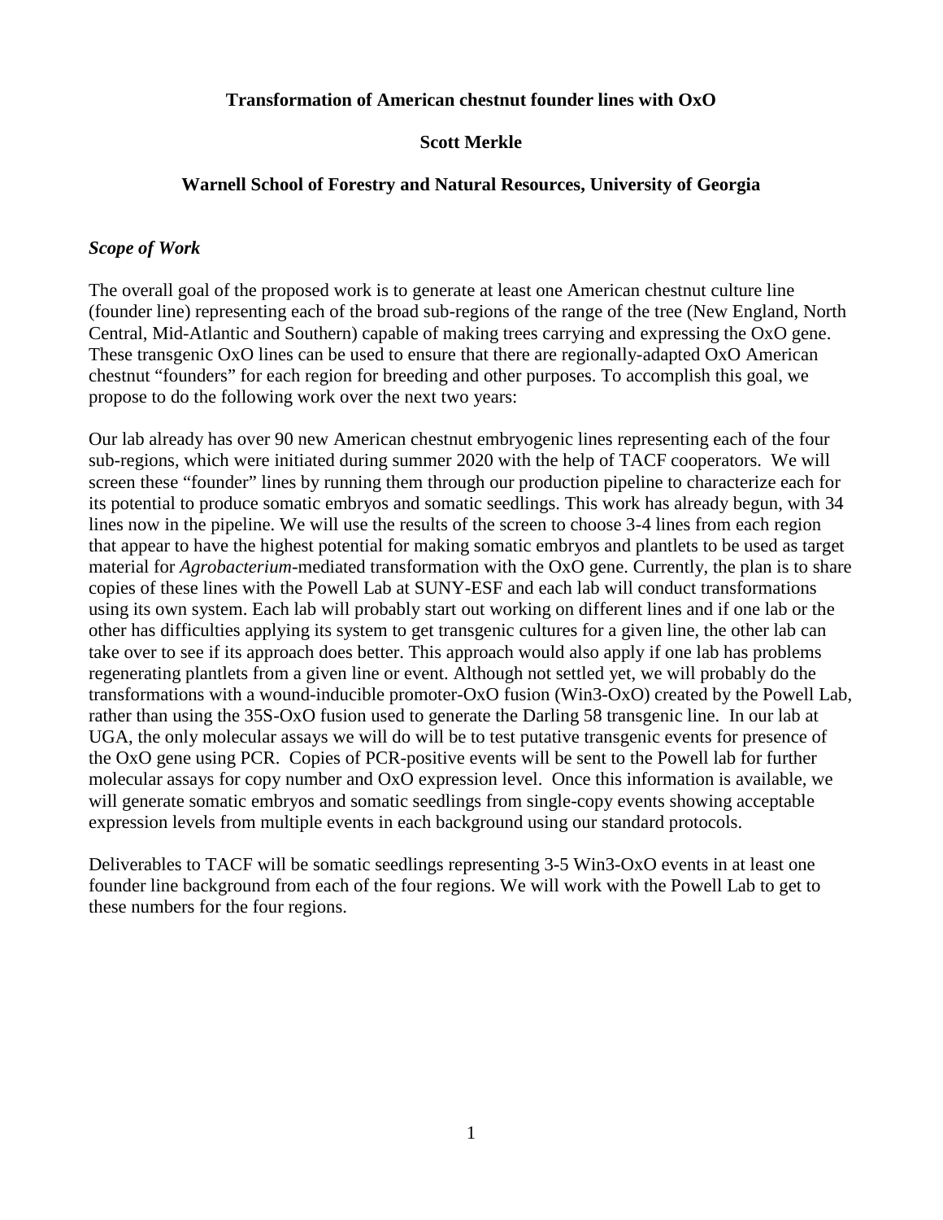**Transformation of American chestnut founder lines with OxO**

**Scott Merkle**

**Warnell School of Forestry and Natural Resources, University of Georgia**

***Scope of Work***

The overall goal of the proposed work is to generate at least one American chestnut culture line (founder line) representing each of the broad sub-regions of the range of the tree (New England, North Central, Mid-Atlantic and Southern) capable of making trees carrying and expressing the OxO gene. These transgenic OxO lines can be used to ensure that there are regionally-adapted OxO American chestnut "founders" for each region for breeding and other purposes. To accomplish this goal, we propose to do the following work over the next two years:

Our lab already has over 90 new American chestnut embryogenic lines representing each of the four sub-regions, which were initiated during summer 2020 with the help of TACF cooperators. We will screen these "founder" lines by running them through our production pipeline to characterize each for its potential to produce somatic embryos and somatic seedlings. This work has already begun, with 34 lines now in the pipeline. We will use the results of the screen to choose 3-4 lines from each region that appear to have the highest potential for making somatic embryos and plantlets to be used as target material for *Agrobacterium*-mediated transformation with the OxO gene. Currently, the plan is to share copies of these lines with the Powell Lab at SUNY-ESF and each lab will conduct transformations using its own system. Each lab will probably start out working on different lines and if one lab or the other has difficulties applying its system to get transgenic cultures for a given line, the other lab can take over to see if its approach does better. This approach would also apply if one lab has problems regenerating plantlets from a given line or event. Although not settled yet, we will probably do the transformations with a wound-inducible promoter-OxO fusion (Win3-OxO) created by the Powell Lab, rather than using the 35S-OxO fusion used to generate the Darling 58 transgenic line. In our lab at UGA, the only molecular assays we will do will be to test putative transgenic events for presence of the OxO gene using PCR. Copies of PCR-positive events will be sent to the Powell lab for further molecular assays for copy number and OxO expression level. Once this information is available, we will generate somatic embryos and somatic seedlings from single-copy events showing acceptable expression levels from multiple events in each background using our standard protocols.

Deliverables to TACF will be somatic seedlings representing 3-5 Win3-OxO events in at least one founder line background from each of the four regions. We will work with the Powell Lab to get to these numbers for the four regions.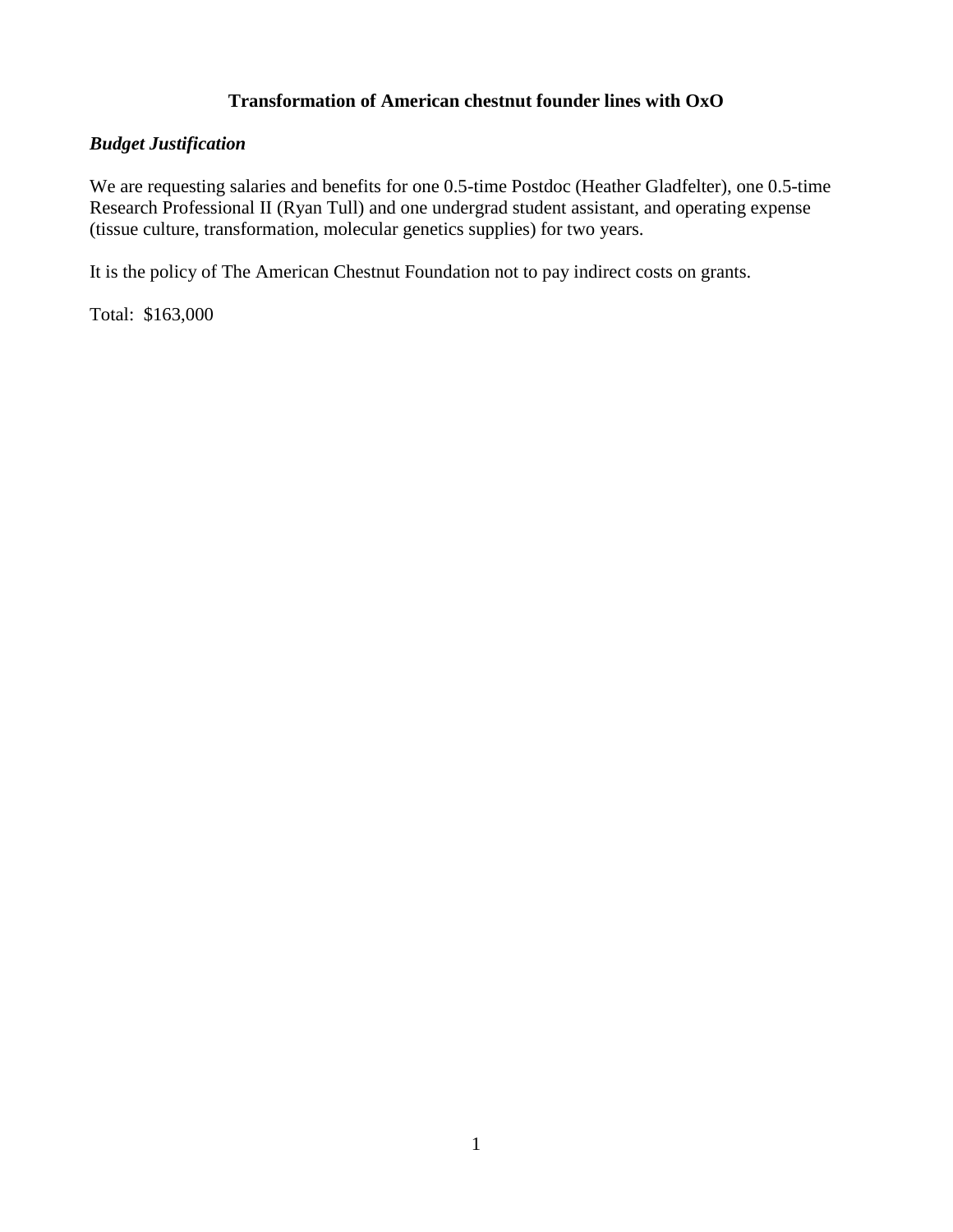# Transformation of American chestnut founder lines with OxO

***Budget Justification***

We are requesting salaries and benefits for one 0.5-time Postdoc (Heather Gladfelter), one 0.5-time Research Professional II (Ryan Tull) and one undergrad student assistant, and operating expense (tissue culture, transformation, molecular genetics supplies) for two years.

It is the policy of The American Chestnut Foundation not to pay indirect costs on grants.

Total: $163,000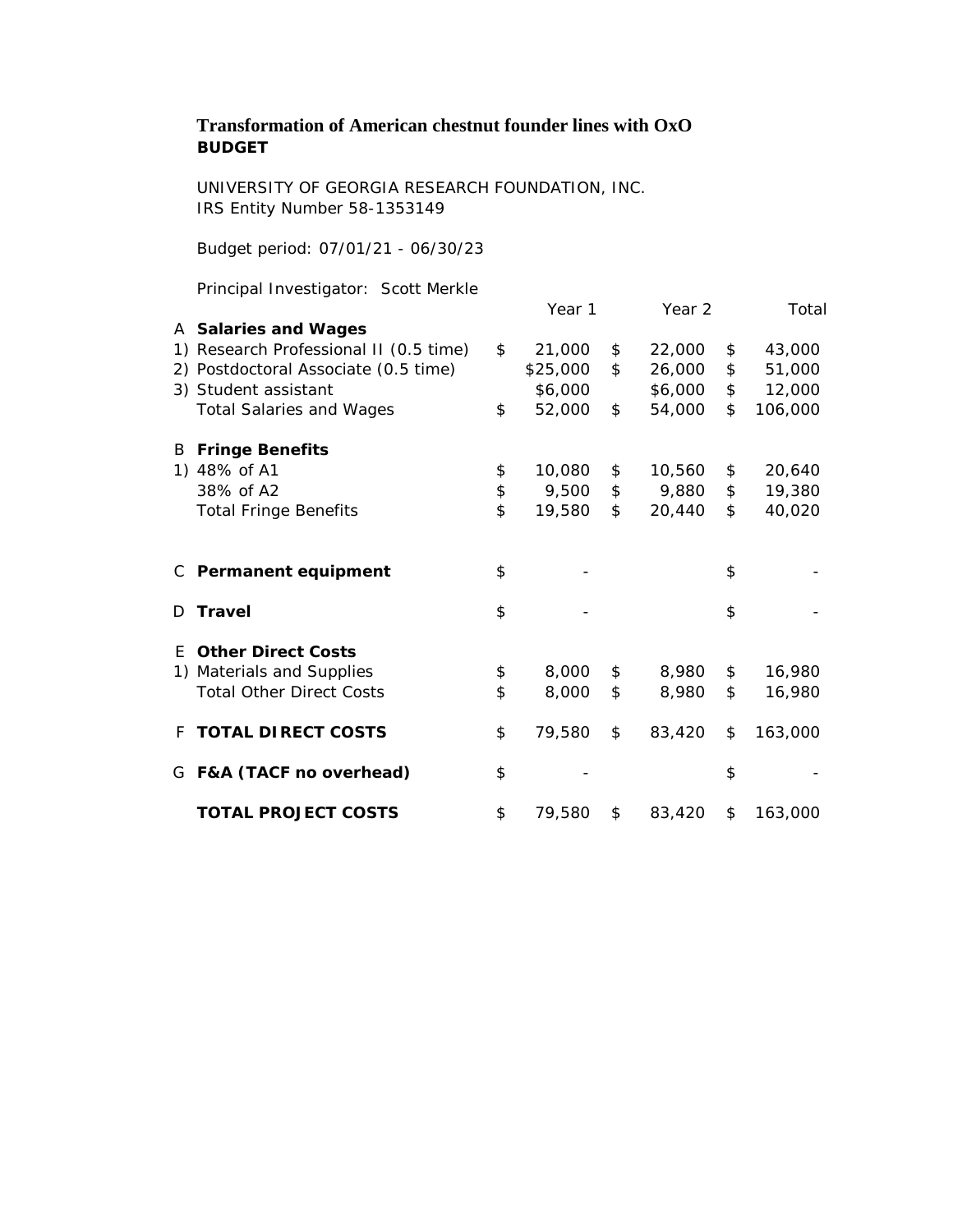**Transformation of American chestnut founder lines with OxO**
**BUDGET**

UNIVERSITY OF GEORGIA RESEARCH FOUNDATION, INC.
IRS Entity Number 58-1353149

Budget period: 07/01/21 - 06/30/23

Principal Investigator: Scott Merkle

| | | Year 1 | Year 2 | Total |
|---|---|---|---|---|
| A | **Salaries and Wages** | | | |
| 1) | Research Professional II (0.5 time) | $ 21,000 | $ 22,000 | $ 43,000 |
| 2) | Postdoctoral Associate (0.5 time) | $25,000 | $ 26,000 | $ 51,000 |
| 3) | Student assistant | $6,000 | $6,000 | $ 12,000 |
| | Total Salaries and Wages | $ 52,000 | $ 54,000 | $ 106,000 |
| B | **Fringe Benefits** | | | |
| 1) | 48% of A1 | $ 10,080 | $ 10,560 | $ 20,640 |
| | 38% of A2 | $ 9,500 | $ 9,880 | $ 19,380 |
| | Total Fringe Benefits | $ 19,580 | $ 20,440 | $ 40,020 |
| C | **Permanent equipment** | $ - | | $ - |
| D | **Travel** | $ - | | $ - |
| E | **Other Direct Costs** | | | |
| 1) | Materials and Supplies | $ 8,000 | $ 8,980 | $ 16,980 |
| | Total Other Direct Costs | $ 8,000 | $ 8,980 | $ 16,980 |
| F | **TOTAL DIRECT COSTS** | $ 79,580 | $ 83,420 | $ 163,000 |
| G | **F&A (TACF no overhead)** | $ - | | $ - |
| | **TOTAL PROJECT COSTS** | $ 79,580 | $ 83,420 | $ 163,000 |